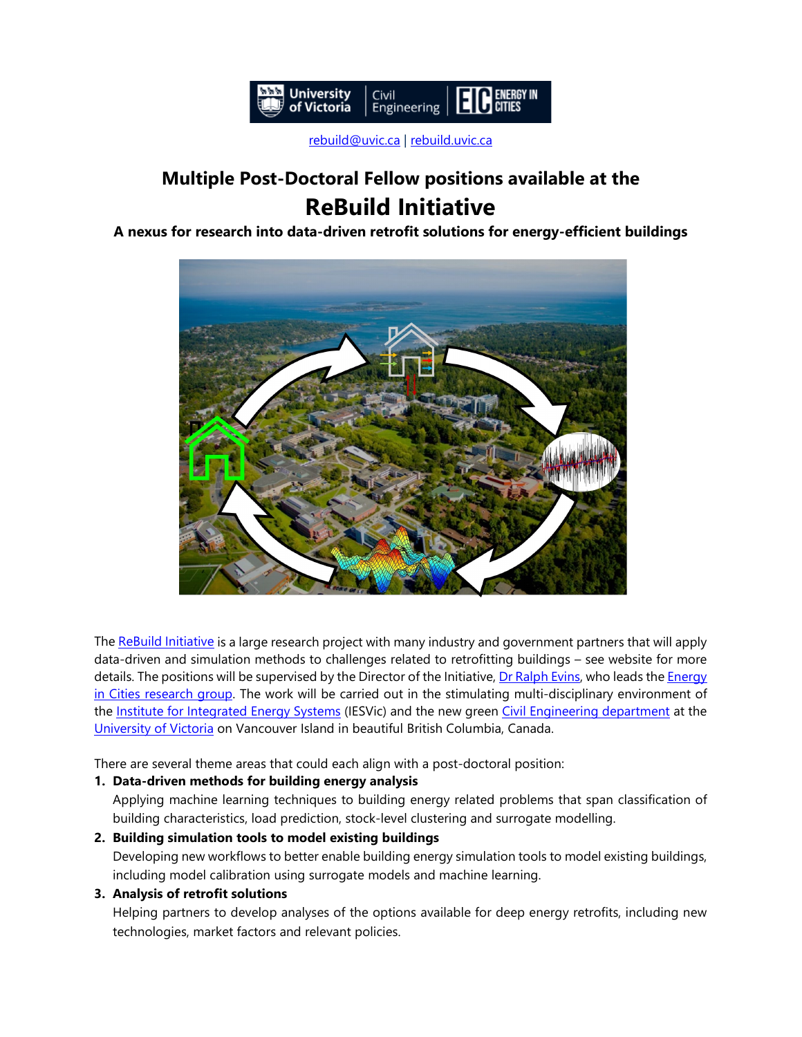rebuild@uvic.ca | rebuild.uvic.ca

# Multiple Post-Doctoral Fellow positions available at the

# ReBuild Initiative

**A nexus for research into data-driven retrofit solutions for energy-efficient buildings**

The ReBuild Initiative is a large research project with many industry and government partners that will apply data-driven and simulation methods to challenges related to retrofitting buildings – see website for more details. The positions will be supervised by the Director of the Initiative, Dr Ralph Evins, who leads the Energy in Cities research group. The work will be carried out in the stimulating multi-disciplinary environment of the Institute for Integrated Energy Systems (IESVic) and the new green Civil Engineering department at the University of Victoria on Vancouver Island in beautiful British Columbia, Canada.

There are several theme areas that could each align with a post-doctoral position:

1. **Data-driven methods for building energy analysis**
   Applying machine learning techniques to building energy related problems that span classification of building characteristics, load prediction, stock-level clustering and surrogate modelling.
2. **Building simulation tools to model existing buildings**
   Developing new workflows to better enable building energy simulation tools to model existing buildings, including model calibration using surrogate models and machine learning.
3. **Analysis of retrofit solutions**
   Helping partners to develop analyses of the options available for deep energy retrofits, including new technologies, market factors and relevant policies.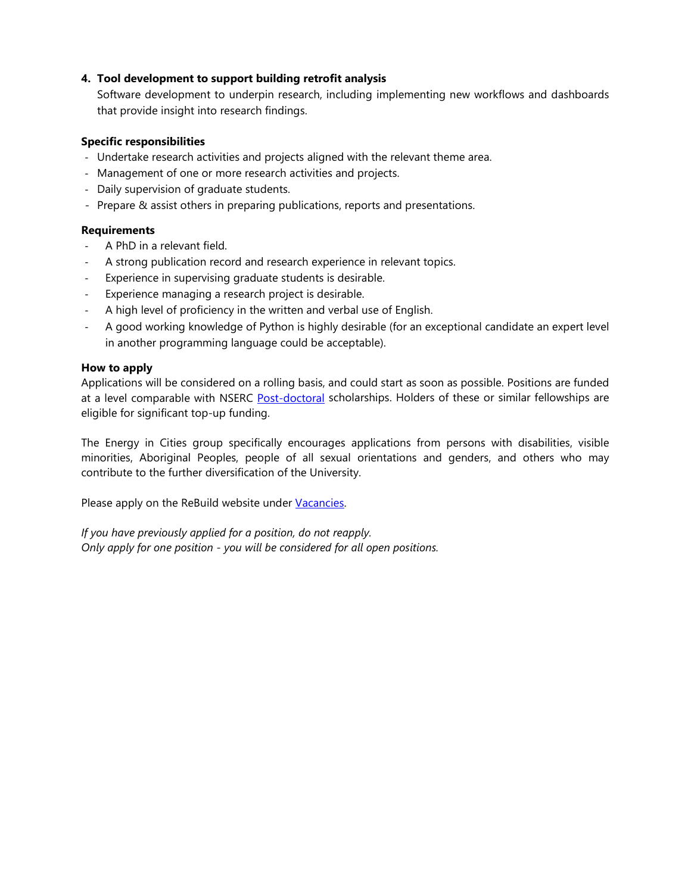4. **Tool development to support building retrofit analysis**
   Software development to underpin research, including implementing new workflows and dashboards that provide insight into research findings.

**Specific responsibilities**

- Undertake research activities and projects aligned with the relevant theme area.
- Management of one or more research activities and projects.
- Daily supervision of graduate students.
- Prepare & assist others in preparing publications, reports and presentations.

**Requirements**

- A PhD in a relevant field.
- A strong publication record and research experience in relevant topics.
- Experience in supervising graduate students is desirable.
- Experience managing a research project is desirable.
- A high level of proficiency in the written and verbal use of English.
- A good working knowledge of Python is highly desirable (for an exceptional candidate an expert level in another programming language could be acceptable).

**How to apply**

Applications will be considered on a rolling basis, and could start as soon as possible. Positions are funded at a level comparable with NSERC Post-doctoral scholarships. Holders of these or similar fellowships are eligible for significant top-up funding.

The Energy in Cities group specifically encourages applications from persons with disabilities, visible minorities, Aboriginal Peoples, people of all sexual orientations and genders, and others who may contribute to the further diversification of the University.

Please apply on the ReBuild website under Vacancies.

*If you have previously applied for a position, do not reapply.*
*Only apply for one position - you will be considered for all open positions.*